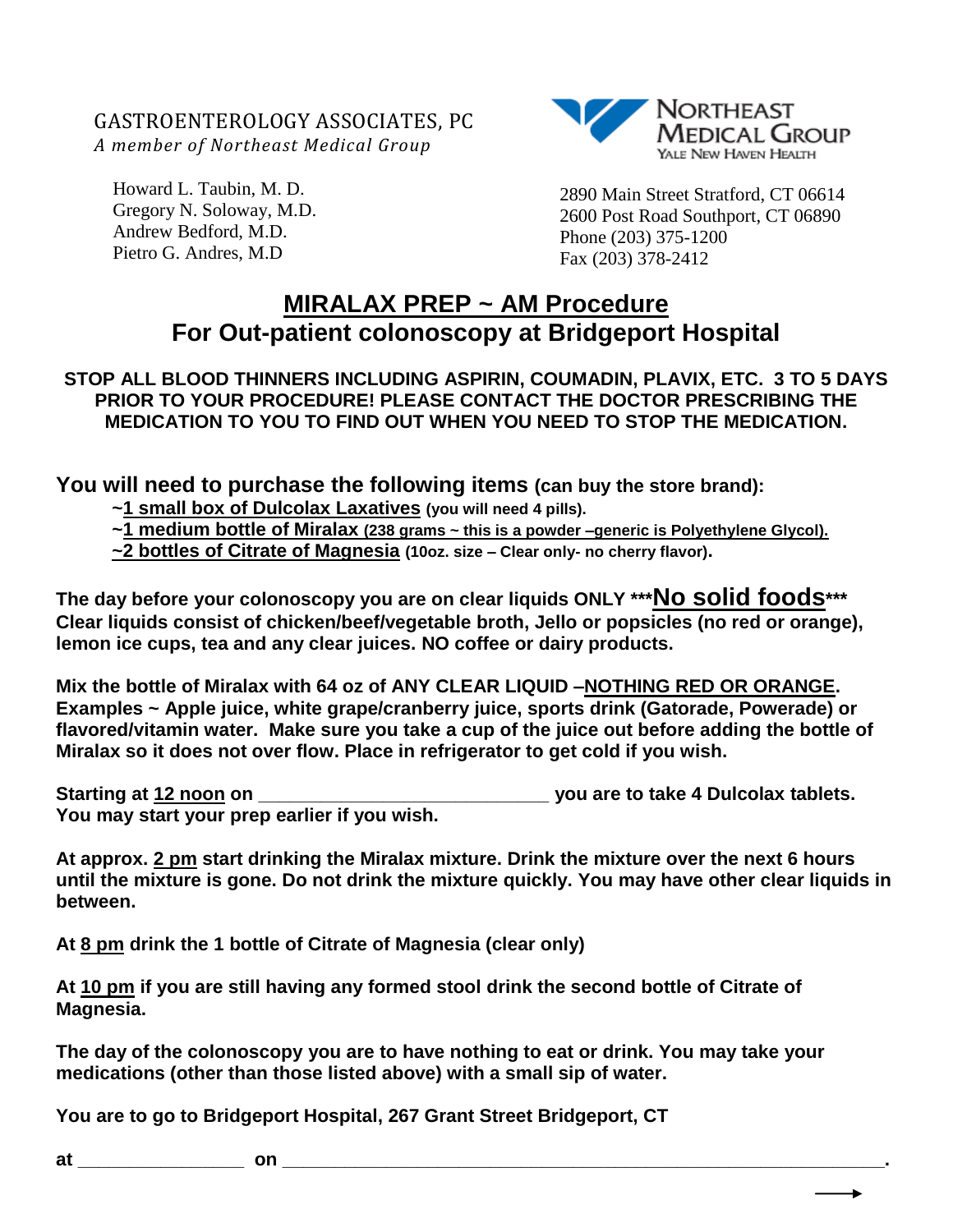GASTROENTEROLOGY ASSOCIATES, PC
*A member of Northeast Medical Group*

NORTHEAST MEDICAL GROUP
YALE NEW HAVEN HEALTH

Howard L. Taubin, M. D.
Gregory N. Soloway, M.D.
Andrew Bedford, M.D.
Pietro G. Andres, M.D

2890 Main Street Stratford, CT 06614
2600 Post Road Southport, CT 06890
Phone (203) 375-1200
Fax (203) 378-2412

# MIRALAX PREP ~ AM Procedure
## For Out-patient colonoscopy at Bridgeport Hospital

**STOP ALL BLOOD THINNERS INCLUDING ASPIRIN, COUMADIN, PLAVIX, ETC. 3 TO 5 DAYS PRIOR TO YOUR PROCEDURE! PLEASE CONTACT THE DOCTOR PRESCRIBING THE MEDICATION TO YOU TO FIND OUT WHEN YOU NEED TO STOP THE MEDICATION.**

**You will need to purchase the following items (can buy the store brand):**

- ~**1 small box of Dulcolax Laxatives** (you will need 4 pills).
- ~**1 medium bottle of Miralax** (238 grams ~ this is a powder –generic is Polyethylene Glycol).
- ~**2 bottles of Citrate of Magnesia** (10oz. size – Clear only- no cherry flavor).

**The day before your colonoscopy you are on clear liquids ONLY \*\*\*No solid foods\*\*\* Clear liquids consist of chicken/beef/vegetable broth, Jello or popsicles (no red or orange), lemon ice cups, tea and any clear juices. NO coffee or dairy products.**

**Mix the bottle of Miralax with 64 oz of ANY CLEAR LIQUID –NOTHING RED OR ORANGE. Examples ~ Apple juice, white grape/cranberry juice, sports drink (Gatorade, Powerade) or flavored/vitamin water. Make sure you take a cup of the juice out before adding the bottle of Miralax so it does not over flow. Place in refrigerator to get cold if you wish.**

**Starting at 12 noon on ____________________________ you are to take 4 Dulcolax tablets. You may start your prep earlier if you wish.**

**At approx. 2 pm start drinking the Miralax mixture. Drink the mixture over the next 6 hours until the mixture is gone. Do not drink the mixture quickly. You may have other clear liquids in between.**

**At 8 pm drink the 1 bottle of Citrate of Magnesia (clear only)**

**At 10 pm if you are still having any formed stool drink the second bottle of Citrate of Magnesia.**

**The day of the colonoscopy you are to have nothing to eat or drink. You may take your medications (other than those listed above) with a small sip of water.**

**You are to go to Bridgeport Hospital, 267 Grant Street Bridgeport, CT**

**at ________________ on ___________________________________________________________.**

→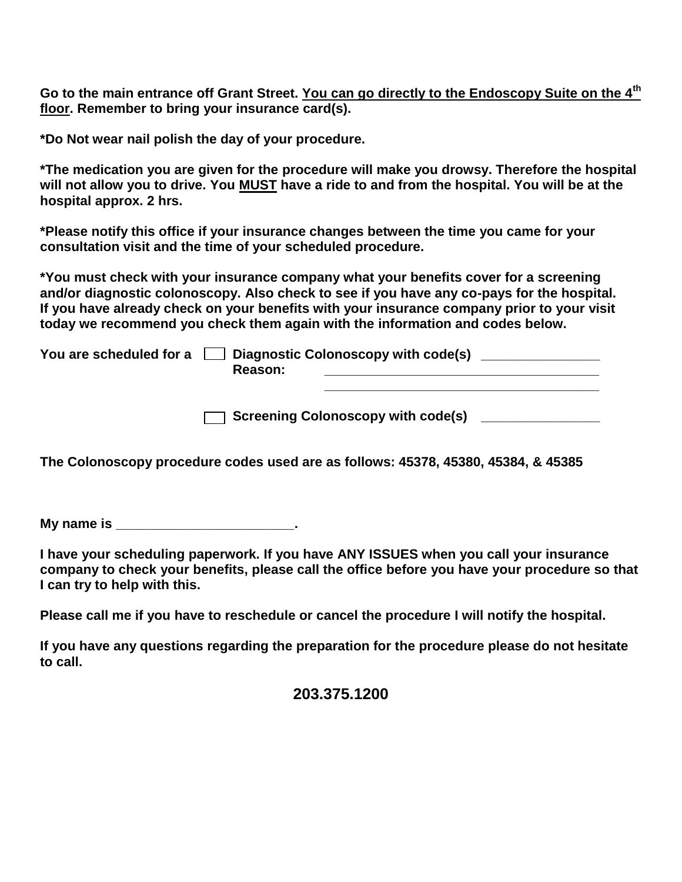**Go to the main entrance off Grant Street. <u>You can go directly to the Endoscopy Suite on the 4th floor</u>. Remember to bring your insurance card(s).**

**\*Do Not wear nail polish the day of your procedure.**

**\*The medication you are given for the procedure will make you drowsy. Therefore the hospital will not allow you to drive. You <u>MUST</u> have a ride to and from the hospital. You will be at the hospital approx. 2 hrs.**

**\*Please notify this office if your insurance changes between the time you came for your consultation visit and the time of your scheduled procedure.**

**\*You must check with your insurance company what your benefits cover for a screening and/or diagnostic colonoscopy. Also check to see if you have any co-pays for the hospital. If you have already check on your benefits with your insurance company prior to your visit today we recommend you check them again with the information and codes below.**

**You are scheduled for a** ☐ **Diagnostic Colonoscopy with code(s)** ________________
**Reason:** ______________________________________
______________________________________

☐ **Screening Colonoscopy with code(s)** ________________

**The Colonoscopy procedure codes used are as follows: 45378, 45380, 45384, & 45385**

**My name is ________________________.**

**I have your scheduling paperwork. If you have ANY ISSUES when you call your insurance company to check your benefits, please call the office before you have your procedure so that I can try to help with this.**

**Please call me if you have to reschedule or cancel the procedure I will notify the hospital.**

**If you have any questions regarding the preparation for the procedure please do not hesitate to call.**

**203.375.1200**